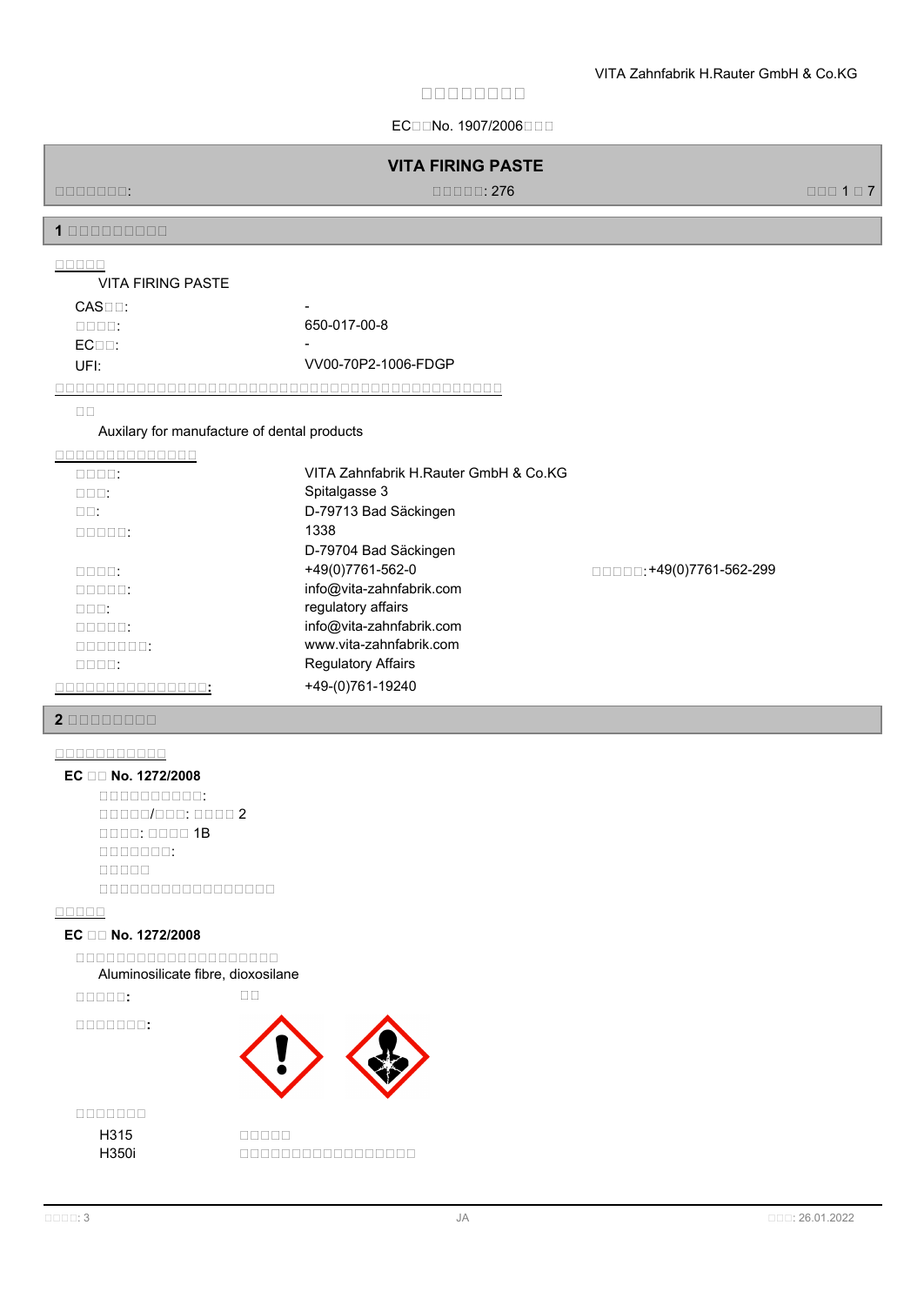VITA Zahnfabrik H.Rauter GmbH & Co.KG

# □□□□□□□□

EC□□No. 1907/2006□□□

## VITA FIRING PASTE

□□□□□□□: □□□□□: 276

## 1 □□□□□□□□□□

□□□□□

VITA FIRING PASTE

| | |
|---|---|
| CAS□□: | - |
| □□□□: | 650-017-00-8 |
| EC□□: | - |
| UFI: | VV00-70P2-1006-FDGP |

□□□□□□□□□□□□□□□□□□□□□□□□□□□□□□□□□□□□□□□□□□□□□□□□□□□

□□

Auxilary for manufacture of dental products

□□□□□□□□□□□□□□□

| | | |
|---|---|---|
| □□□□: | VITA Zahnfabrik H.Rauter GmbH & Co.KG | |
| □□□: | Spitalgasse 3 | |
| □□: | D-79713 Bad Säckingen | |
| □□□□□: | 1338 | |
| | D-79704 Bad Säckingen | |
| □□□□: | +49(0)7761-562-0 | □□□□□: +49(0)7761-562-299 |
| □□□□□: | info@vita-zahnfabrik.com | |
| □□□: | regulatory affairs | |
| □□□□□: | info@vita-zahnfabrik.com | |
| □□□□□□□: | www.vita-zahnfabrik.com | |
| □□□□: | Regulatory Affairs | |
| □□□□□□□□□□□□□□□□: | +49-(0)761-19240 | |

## 2 □□□□□□□□□

□□□□□□□□□□□□

**EC □□ No. 1272/2008**

□□□□□□□□□□□:
□□□□□/□□□: □□□□ 2
□□□□: □□□□ 1B
□□□□□□□□:
□□□□□
□□□□□□□□□□□□□□□□□□

□□□□□

**EC □□ No. 1272/2008**

□□□□□□□□□□□□□□□□□□□□□□□

Aluminosilicate fibre, dioxosilane

**□□□□□:** □□

**□□□□□□□:**

□□□□□□□□

| | |
|---|---|
| H315 | □□□□□ |
| H350i | □□□□□□□□□□□□□□□□□□ |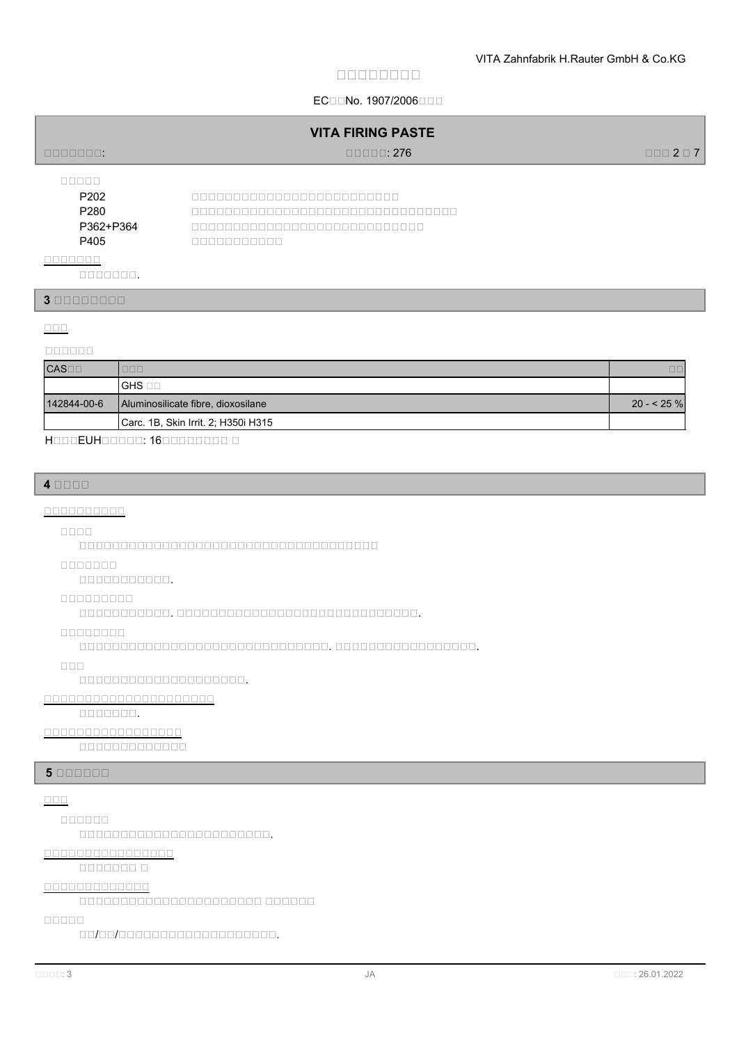□□□□□

| | |
|---|---|
| P202 | □□□□□□□□□□□□□□□□□□□□□□□□□□□□□□ |
| P280 | □□□□□□□□□□□□□□□□□□□□□□□□□□□□□□□□□□□□□□□□ |
| P362+P364 | □□□□□□□□□□□□□□□□□□□□□□□□□□□□□□□□□□ |
| P405 | □□□□□□□□□□□□ |

□□□□□□□

□□□□□□□.

## 3 □□□□□□□□□

□□□

□□□□□□

| CAS□□ | □□□ | □□ |
|---|---|---|
| | GHS □□ | |
| 142844-00-6 | Aluminosilicate fibre, dioxosilane | 20 - < 25 % |
| | Carc. 1B, Skin Irrit. 2; H350i H315 | |

H□□□EUH□□□□□: 16□□□□□□□□□ □

## 4 □□□□

□□□□□□□□□□

□□□□

□□□□□□□□□□□□□□□□□□□□□□□□□□□□□□□□□□□□□□□□□□□□□□□

□□□□□□□

□□□□□□□□□□□□.

□□□□□□□□□

□□□□□□□□□□□□. □□□□□□□□□□□□□□□□□□□□□□□□□□□□□□□□□□□□□.

□□□□□□□□

□□□□□□□□□□□□□□□□□□□□□□□□□□□□□□□□□□□□□. □□□□□□□□□□□□□□□□□□□□.

□□□

□□□□□□□□□□□□□□□□□□□□□□□.

□□□□□□□□□□□□□□□□□□□□□□□□□

□□□□□□□□.

□□□□□□□□□□□□□□□□□□□

□□□□□□□□□□□□□□

## 5 □□□□□□□

□□□

□□□□□□

□□□□□□□□□□□□□□□□□□□□□□□□□□□.

□□□□□□□□□□□□□□□□□

□□□□□□□□ □

□□□□□□□□□□□□□□

□□□□□□□□□□□□□□□□□□□□□□□□□ □□□□□□□

□□□□□

□□/□□/□□□□□□□□□□□□□□□□□□□□□□.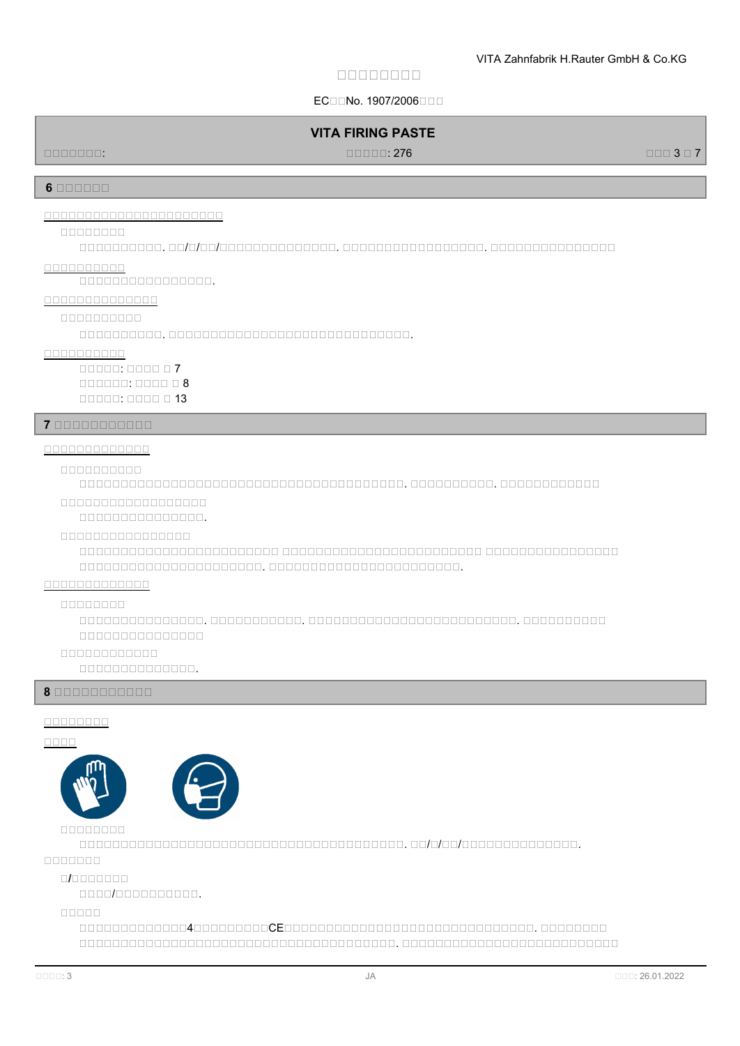## 6 □□□□□□□

□□□□□□□□□□□□□□□□□□□□□□□□□

□□□□□□□□□

□□□□□□□□□□□. □□/□/□□/□□□□□□□□□□□□□□□□. □□□□□□□□□□□□□□□□□□. □□□□□□□□□□□□□□□□

□□□□□□□□□□□

□□□□□□□□□□□□□□□□□.

□□□□□□□□□□□□□□□

□□□□□□□□□□□

□□□□□□□□□□□. □□□□□□□□□□□□□□□□□□□□□□□□□□□□□□□□□□□.

□□□□□□□□□□□

□□□□□: □□□□ □ 7

□□□□□□: □□□□ □ 8

□□□□□: □□□□ □ 13

## 7 □□□□□□□□□□□□

□□□□□□□□□□□□□□

□□□□□□□□□□□

□□□□□□□□□□□□□□□□□□□□□□□□□□□□□□□□□□□□□□□□□□□□□□. □□□□□□□□□□. □□□□□□□□□□□□□

□□□□□□□□□□□□□□□□□□□

□□□□□□□□□□□□□□□□.

□□□□□□□□□□□□□□□□□

□□□□□□□□□□□□□□□□□□□□□□□□□□ □□□□□□□□□□□□□□□□□□□□□□□□□□□ □□□□□□□□□□□□□□□□□□ □□□□□□□□□□□□□□□□□□□□□□□□□. □□□□□□□□□□□□□□□□□□□□□□□□□□.

□□□□□□□□□□□□□□

□□□□□□□□□

□□□□□□□□□□□□□□□□. □□□□□□□□□□□□. □□□□□□□□□□□□□□□□□□□□□□□□□□□□. □□□□□□□□□□□ □□□□□□□□□□□□□□□□

□□□□□□□□□□□□□

□□□□□□□□□□□□□□□□.

## 8 □□□□□□□□□□□□

□□□□□□□□□

□□□□

□□□□□□□□□

□□□□□□□□□□□□□□□□□□□□□□□□□□□□□□□□□□□□□□□□□□□□□□□□□□. □□/□/□□/□□□□□□□□□□□□□□□□.

□□□□□□□□

□/□□□□□□□□

□□□□/□□□□□□□□□□□.

□□□□□□

□□□□□□□□□□□□□□4□□□□□□□□□□CE□□□□□□□□□□□□□□□□□□□□□□□□□□□□□□□□□□. □□□□□□□□□ □□□□□□□□□□□□□□□□□□□□□□□□□□□□□□□□□□□□□□□□□□□□□□□□□□□□□. □□□□□□□□□□□□□□□□□□□□□□□□□□□□□□□□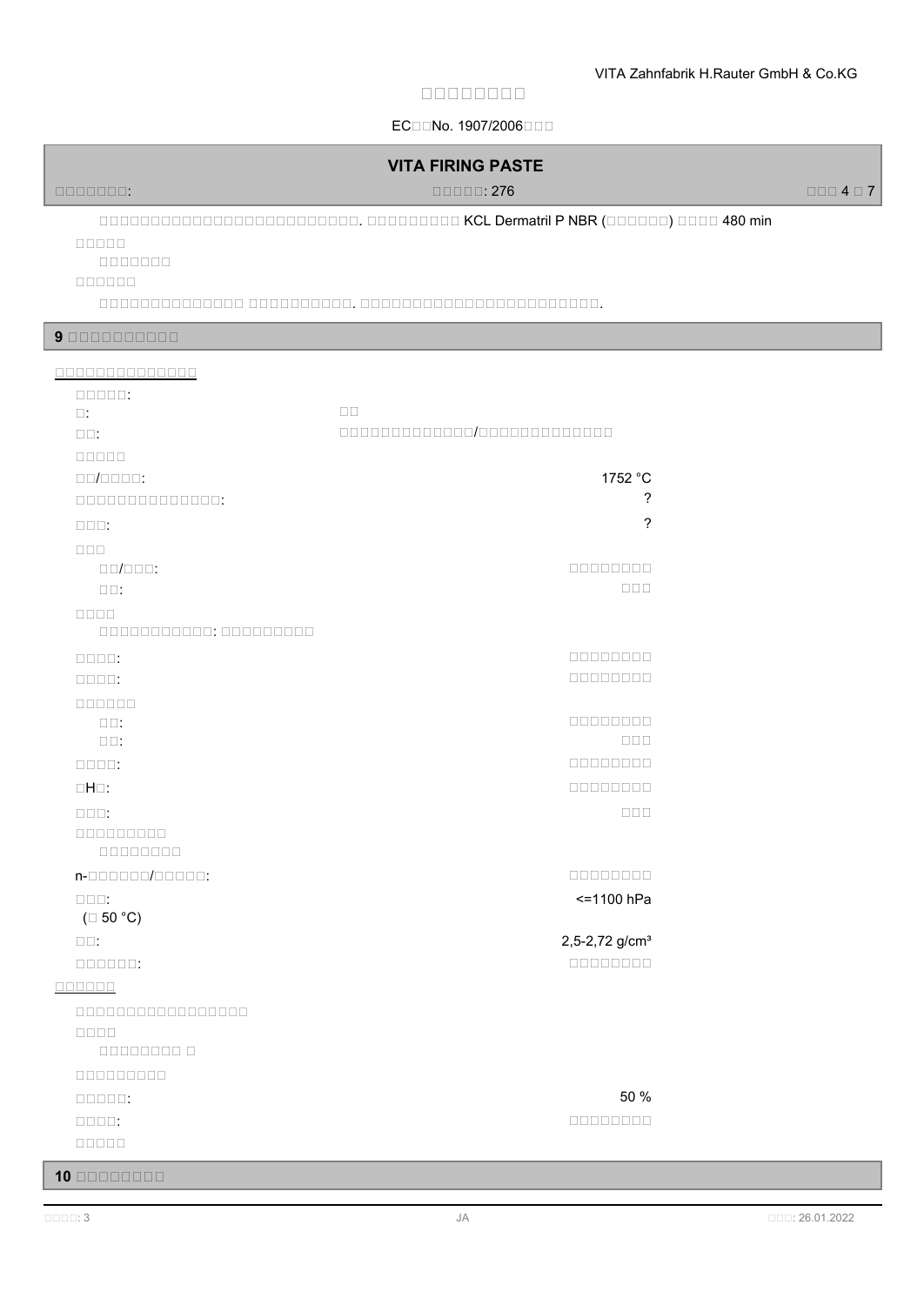□□□□□□□□□□□□□□□□□□□□□□□□□□□□□□. □□□□□□□□□□ KCL Dermatril P NBR (□□□□□□□) □□□□□ 480 min

□□□□□

□□□□□□□□

□□□□□□

□□□□□□□□□□□□□□□ □□□□□□□□□□□□. □□□□□□□□□□□□□□□□□□□□□□□□□□□□.

## 9 □□□□□□□□□□□

<u>□□□□□□□□□□□□□□□</u>

□□□□□:

| | | |
|---|---|---|
| □: | □□ | |
| □□: | □□□□□□□□□□□□□□/□□□□□□□□□□□□□□□□ | |
| □□□□□ | | |
| □□/□□□□: | | 1752 °C |
| □□□□□□□□□□□□□□□□: | | ? |
| □□□: | | ? |
| □□□ | | |
| □□/□□□: | | □□□□□□□□ |
| □□: | | □□□ |
| □□□□ | | |
| □□□□□□□□□□□□: □□□□□□□□□□ | | |
| □□□□: | | □□□□□□□□ |
| □□□□: | | □□□□□□□□ |
| □□□□□□ | | |
| □□: | | □□□□□□□□ |
| □□: | | □□□ |
| □□□□: | | □□□□□□□□ |
| □H□: | | □□□□□□□□ |
| □□□: | | □□□ |
| □□□□□□□□□ | | |
| □□□□□□□□□ | | |
| n-□□□□□□□/□□□□□□: | | □□□□□□□□ |
| □□□: (□ 50 °C) | | <=1100 hPa |
| □□: | | 2,5-2,72 g/cm³ |
| □□□□□□□: | | □□□□□□□□ |

<u>□□□□□□□</u>

□□□□□□□□□□□□□□□□□□□

□□□□

□□□□□□□□□ □

□□□□□□□□□□

| | |
|---|---|
| □□□□□: | 50 % |
| □□□□: | □□□□□□□□ |

□□□□□

## 10 □□□□□□□□□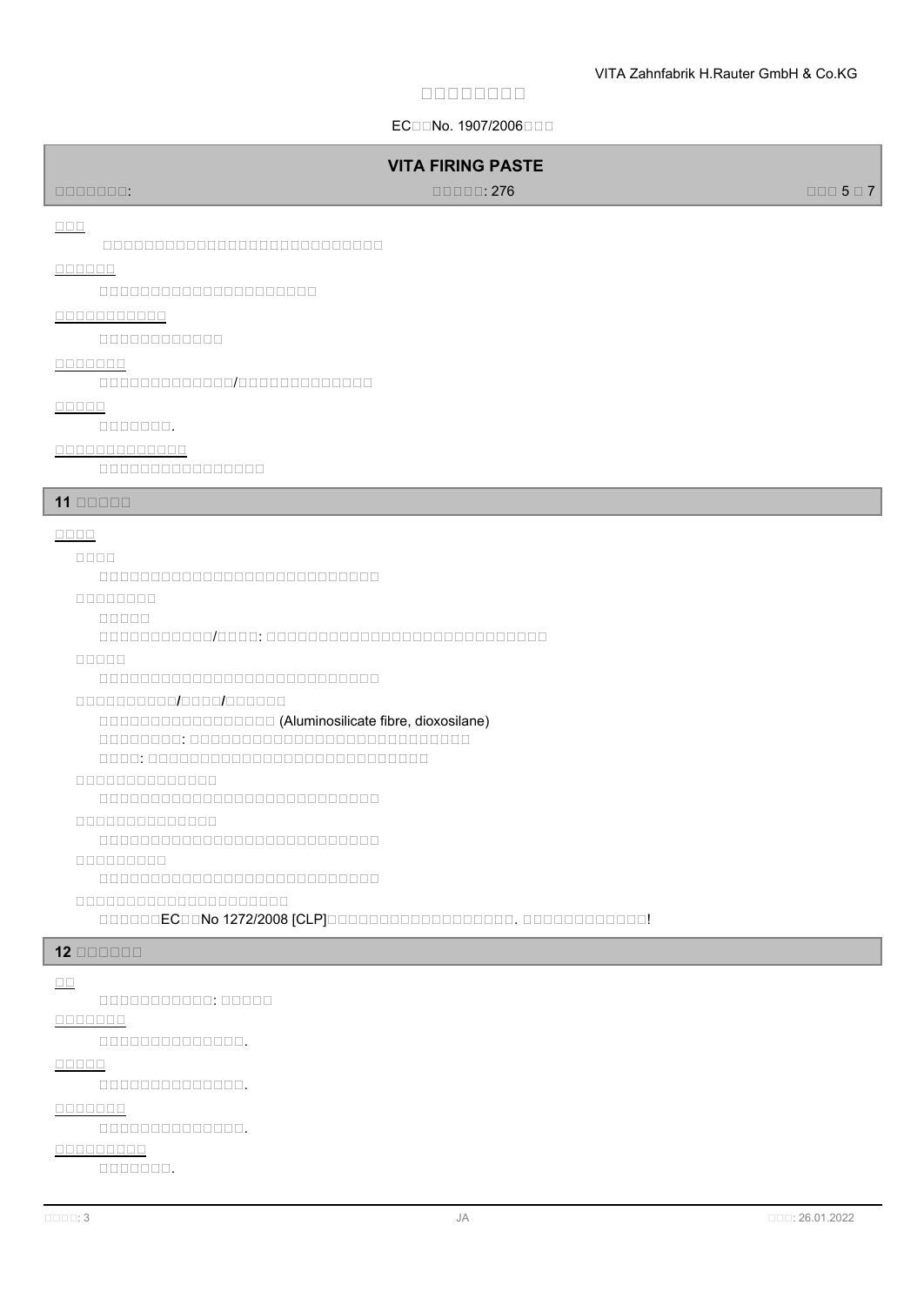□□□

□□□□□□□□□□□□□□□□□□□□□□□□□□□□□□□□

□□□□□□

□□□□□□□□□□□□□□□□□□□□□□□

□□□□□□□□□□□

□□□□□□□□□□□□□

□□□□□□□

□□□□□□□□□□□□□□/□□□□□□□□□□□□□□

□□□□□

□□□□□□□□.

□□□□□□□□□□□□□

□□□□□□□□□□□□□□□□□

## 11 □□□□□

□□□□

□□□□

□□□□□□□□□□□□□□□□□□□□□□□□□□□□□□□

□□□□□□□□□

□□□□□□

□□□□□□□□□□□□□/□□□□□: □□□□□□□□□□□□□□□□□□□□□□□□□□□□□□□

□□□□□□

□□□□□□□□□□□□□□□□□□□□□□□□□□□□□□□

□□□□□□□□□□□/□□□□□/□□□□□□□

□□□□□□□□□□□□□□□□□□□ (Aluminosilicate fibre, dioxosilane)
□□□□□□□□□: □□□□□□□□□□□□□□□□□□□□□□□□□□□□□□
□□□□□: □□□□□□□□□□□□□□□□□□□□□□□□□□□□□□□

□□□□□□□□□□□□□□□□

□□□□□□□□□□□□□□□□□□□□□□□□□□□□□□□

□□□□□□□□□□□□□□□

□□□□□□□□□□□□□□□□□□□□□□□□□□□□□□□

□□□□□□□□□□□

□□□□□□□□□□□□□□□□□□□□□□□□□□□□□□□

□□□□□□□□□□□□□□□□□□□□□□□□

□□□□□□□EC□□No 1272/2008 [CLP]□□□□□□□□□□□□□□□□□□□□. □□□□□□□□□□□□□!

## 12 □□□□□□

□□

□□□□□□□□□□□□: □□□□□□

□□□□□□□

□□□□□□□□□□□□□□□.

□□□□□□

□□□□□□□□□□□□□□□.

□□□□□□□

□□□□□□□□□□□□□□□.

□□□□□□□□□□

□□□□□□□□.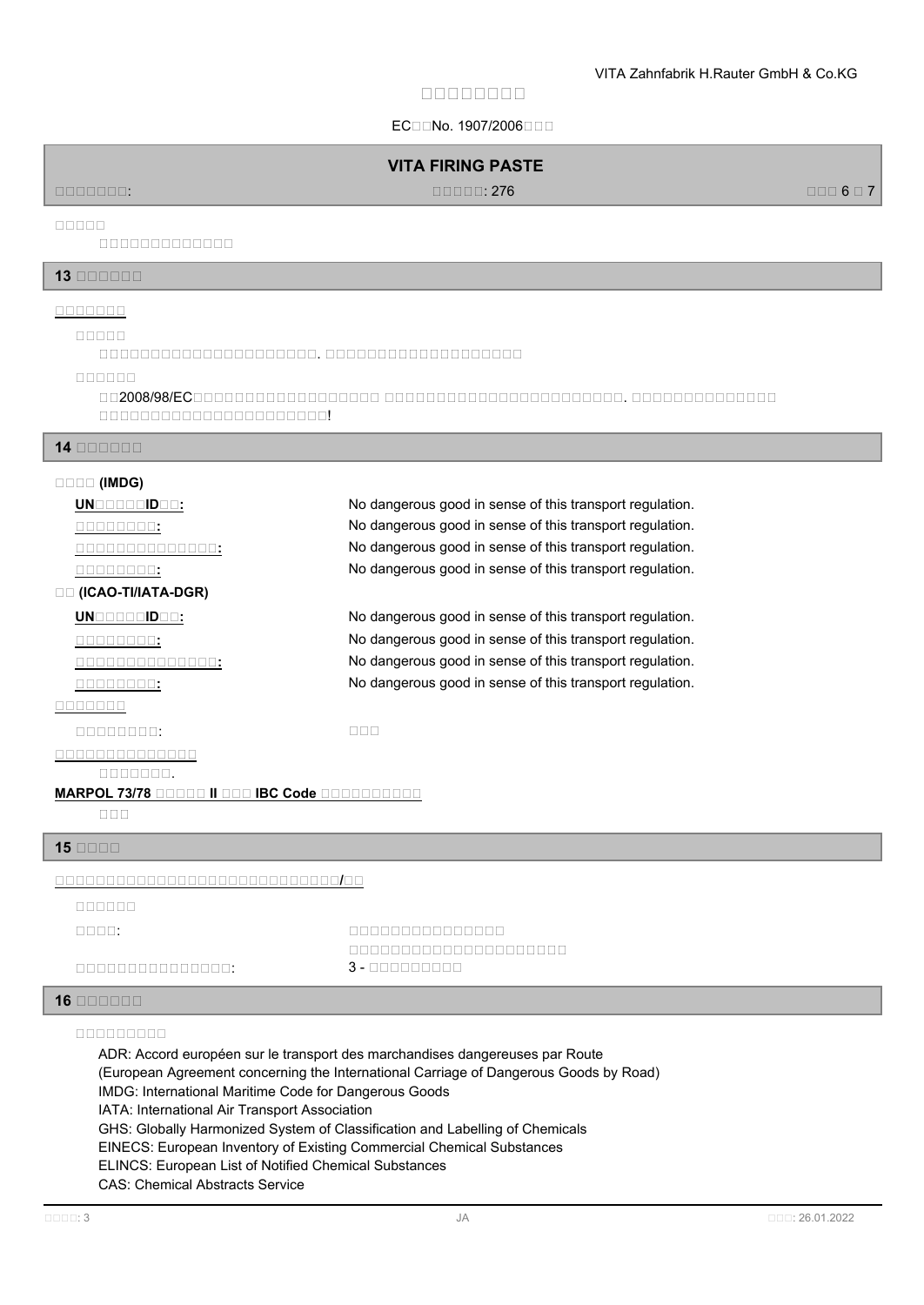□□□□□

□□□□□□□□□□□□□

## 13 □□□□□□

□□□□□□□

□□□□□

□□□□□□□□□□□□□□□□□□□□□□□. □□□□□□□□□□□□□□□□□□□□

□□□□□□

□□2008/98/EC□□□□□□□□□□□□□□□□□□□ □□□□□□□□□□□□□□□□□□□□□□□□□. □□□□□□□□□□□□□□□□□□□□□□□□□□□□□□□□□□□□□□!

## 14 □□□□□□

**□□□□ (IMDG)**

| | |
|---|---|
| **UN□□□□□ID□□:** | No dangerous good in sense of this transport regulation. |
| **□□□□□□□□:** | No dangerous good in sense of this transport regulation. |
| **□□□□□□□□□□□□□□:** | No dangerous good in sense of this transport regulation. |
| **□□□□□□□□:** | No dangerous good in sense of this transport regulation. |

**□□ (ICAO-TI/IATA-DGR)**

| | |
|---|---|
| **UN□□□□□ID□□:** | No dangerous good in sense of this transport regulation. |
| **□□□□□□□□:** | No dangerous good in sense of this transport regulation. |
| **□□□□□□□□□□□□□□:** | No dangerous good in sense of this transport regulation. |
| **□□□□□□□□:** | No dangerous good in sense of this transport regulation. |

□□□□□□□

□□□□□□□□: □□□

□□□□□□□□□□□□□□

□□□□□□□.

**MARPOL 73/78 □□□□□ II □□□ IBC Code □□□□□□□□□□**

□□□

## 15 □□□□

□□□□□□□□□□□□□□□□□□□□□□□□□□□□□□□□/□□

□□□□□□

| | |
|---|---|
| □□□□: | □□□□□□□□□□□□□□□ □□□□□□□□□□□□□□□□□□□□□□□ |
| □□□□□□□□□□□□□□□□: | 3 - □□□□□□□□□ |

## 16 □□□□□□

□□□□□□□□□

ADR: Accord européen sur le transport des marchandises dangereuses par Route
(European Agreement concerning the International Carriage of Dangerous Goods by Road)
IMDG: International Maritime Code for Dangerous Goods
IATA: International Air Transport Association
GHS: Globally Harmonized System of Classification and Labelling of Chemicals
EINECS: European Inventory of Existing Commercial Chemical Substances
ELINCS: European List of Notified Chemical Substances
CAS: Chemical Abstracts Service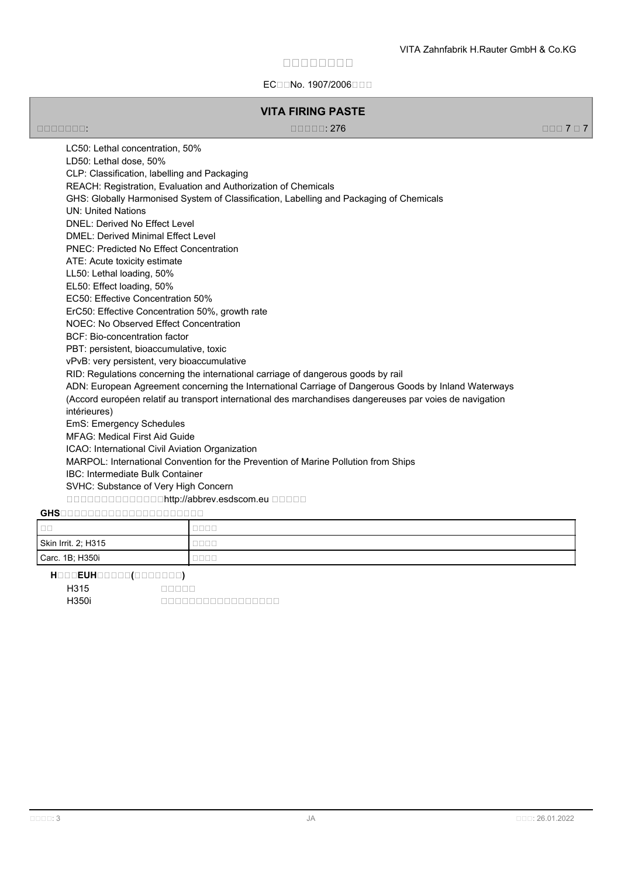LC50: Lethal concentration, 50%
LD50: Lethal dose, 50%
CLP: Classification, labelling and Packaging
REACH: Registration, Evaluation and Authorization of Chemicals
GHS: Globally Harmonised System of Classification, Labelling and Packaging of Chemicals
UN: United Nations
DNEL: Derived No Effect Level
DMEL: Derived Minimal Effect Level
PNEC: Predicted No Effect Concentration
ATE: Acute toxicity estimate
LL50: Lethal loading, 50%
EL50: Effect loading, 50%
EC50: Effective Concentration 50%
ErC50: Effective Concentration 50%, growth rate
NOEC: No Observed Effect Concentration
BCF: Bio-concentration factor
PBT: persistent, bioaccumulative, toxic
vPvB: very persistent, very bioaccumulative
RID: Regulations concerning the international carriage of dangerous goods by rail
ADN: European Agreement concerning the International Carriage of Dangerous Goods by Inland Waterways (Accord européen relatif au transport international des marchandises dangereuses par voies de navigation intérieures)
EmS: Emergency Schedules
MFAG: Medical First Aid Guide
ICAO: International Civil Aviation Organization
MARPOL: International Convention for the Prevention of Marine Pollution from Ships
IBC: Intermediate Bulk Container
SVHC: Substance of Very High Concern
□□□□□□□□□□□□□□http://abbrev.esdscom.eu □□□□□

**GHS□□□□□□□□□□□□□□□□□□□□□□□□**

| □□ | □□□□ |
|---|---|
| Skin Irrit. 2; H315 | □□□□ |
| Carc. 1B; H350i | □□□□ |

**H□□□EUH□□□□□(□□□□□□□)**

H315 □□□□□
H350i □□□□□□□□□□□□□□□□□